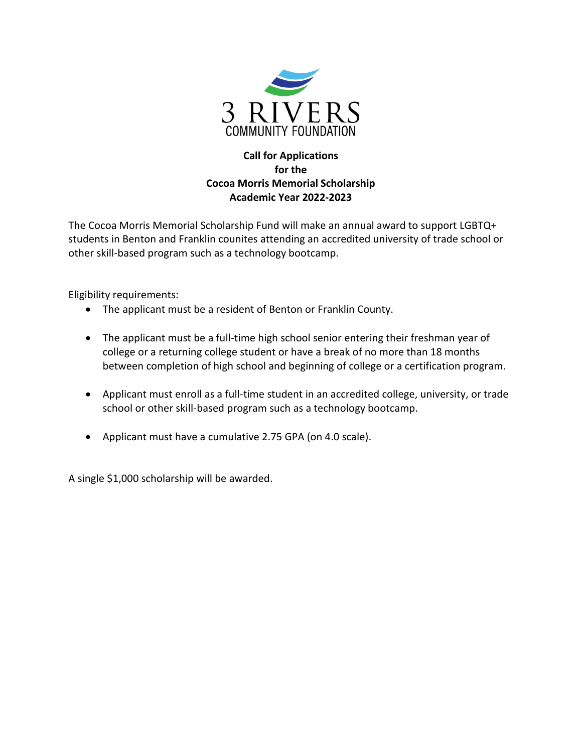3 RIVERS
COMMUNITY FOUNDATION

**Call for Applications**
**for the**
**Cocoa Morris Memorial Scholarship**
**Academic Year 2022-2023**

The Cocoa Morris Memorial Scholarship Fund will make an annual award to support LGBTQ+ students in Benton and Franklin counites attending an accredited university of trade school or other skill-based program such as a technology bootcamp.

Eligibility requirements:

- The applicant must be a resident of Benton or Franklin County.
- The applicant must be a full-time high school senior entering their freshman year of college or a returning college student or have a break of no more than 18 months between completion of high school and beginning of college or a certification program.
- Applicant must enroll as a full-time student in an accredited college, university, or trade school or other skill-based program such as a technology bootcamp.
- Applicant must have a cumulative 2.75 GPA (on 4.0 scale).

A single $1,000 scholarship will be awarded.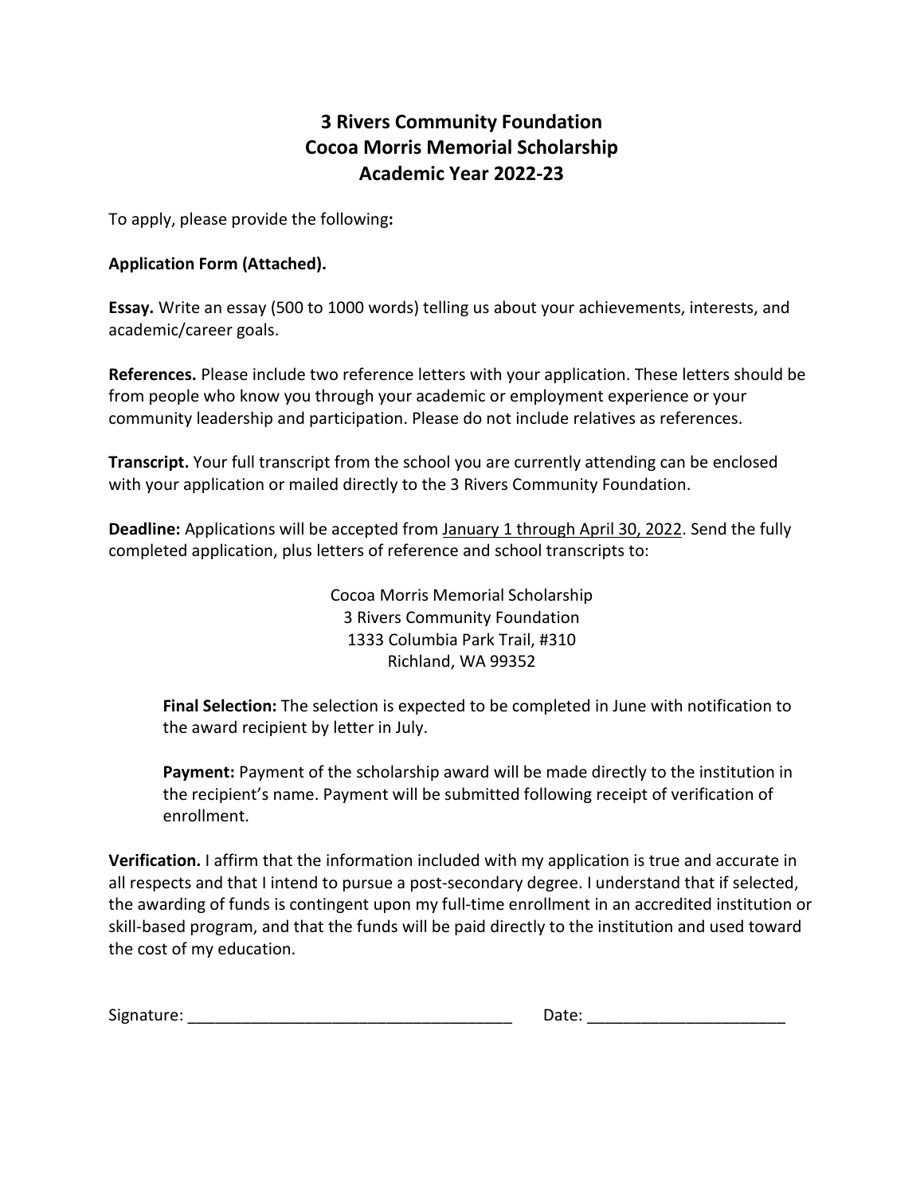# 3 Rivers Community Foundation
# Cocoa Morris Memorial Scholarship
# Academic Year 2022-23

To apply, please provide the following**:**

**Application Form (Attached).**

**Essay.** Write an essay (500 to 1000 words) telling us about your achievements, interests, and academic/career goals.

**References.** Please include two reference letters with your application. These letters should be from people who know you through your academic or employment experience or your community leadership and participation. Please do not include relatives as references.

**Transcript.** Your full transcript from the school you are currently attending can be enclosed with your application or mailed directly to the 3 Rivers Community Foundation.

**Deadline:** Applications will be accepted from January 1 through April 30, 2022. Send the fully completed application, plus letters of reference and school transcripts to:

Cocoa Morris Memorial Scholarship
3 Rivers Community Foundation
1333 Columbia Park Trail, #310
Richland, WA 99352

**Final Selection:** The selection is expected to be completed in June with notification to the award recipient by letter in July.

**Payment:** Payment of the scholarship award will be made directly to the institution in the recipient's name. Payment will be submitted following receipt of verification of enrollment.

**Verification.** I affirm that the information included with my application is true and accurate in all respects and that I intend to pursue a post-secondary degree. I understand that if selected, the awarding of funds is contingent upon my full-time enrollment in an accredited institution or skill-based program, and that the funds will be paid directly to the institution and used toward the cost of my education.

Signature: ___________________________________ Date: _____________________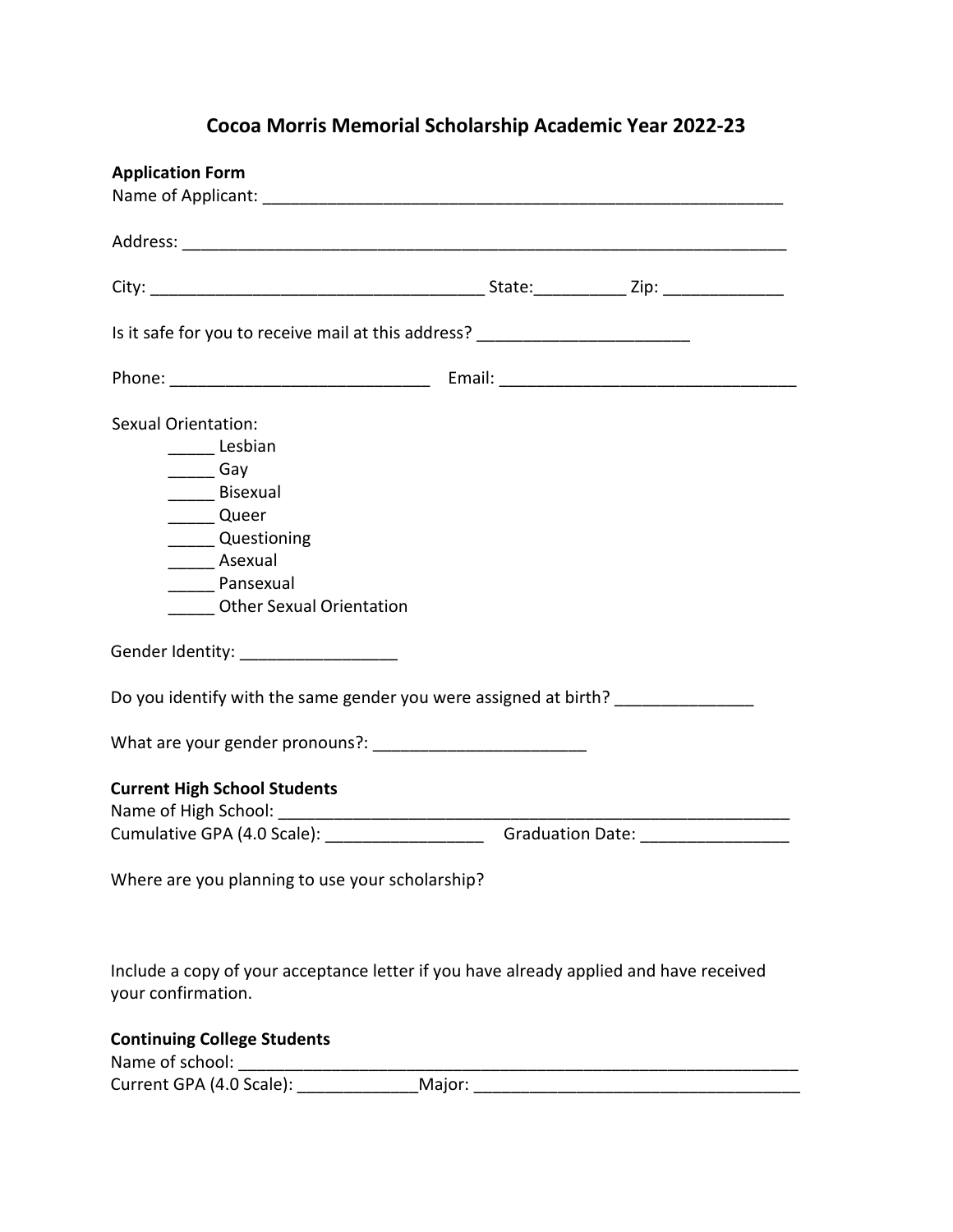# Cocoa Morris Memorial Scholarship Academic Year 2022-23

**Application Form**

Name of Applicant: ___________________________________________________________

Address: ___________________________________________________________________

City: ____________________________________ State:__________ Zip: _____________

Is it safe for you to receive mail at this address? _______________________

Phone: ____________________________ Email: ________________________________

Sexual Orientation:

_____ Lesbian
_____ Gay
_____ Bisexual
_____ Queer
_____ Questioning
_____ Asexual
_____ Pansexual
_____ Other Sexual Orientation

Gender Identity: _________________

Do you identify with the same gender you were assigned at birth? _______________

What are your gender pronouns?: _______________________

**Current High School Students**

Name of High School: _________________________________________________________

Cumulative GPA (4.0 Scale): _________________ Graduation Date: ________________

Where are you planning to use your scholarship?

Include a copy of your acceptance letter if you have already applied and have received your confirmation.

**Continuing College Students**

Name of school: ______________________________________________________________

Current GPA (4.0 Scale): _____________Major: ___________________________________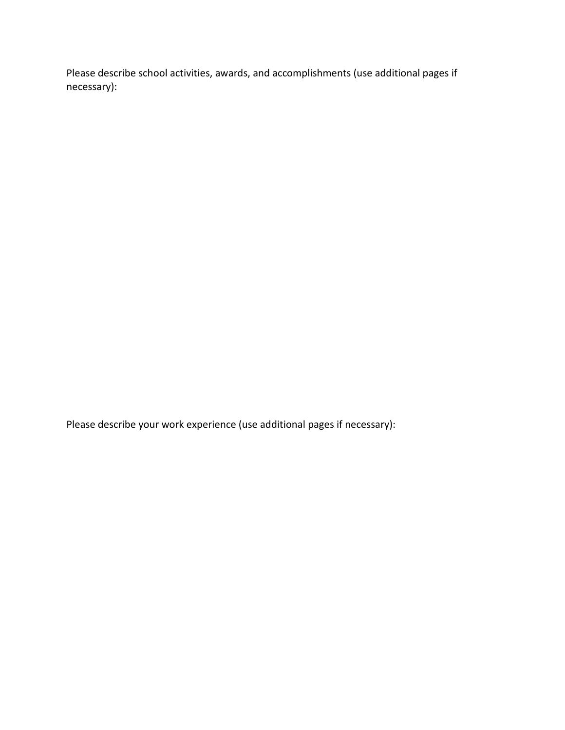Please describe school activities, awards, and accomplishments (use additional pages if necessary):

Please describe your work experience (use additional pages if necessary):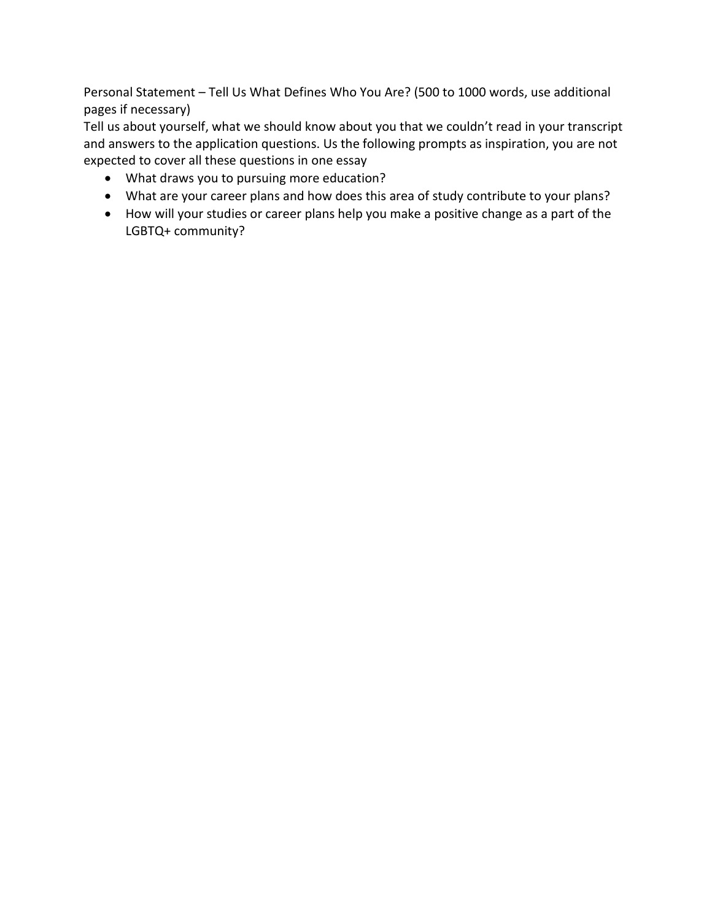Personal Statement – Tell Us What Defines Who You Are? (500 to 1000 words, use additional pages if necessary)

Tell us about yourself, what we should know about you that we couldn't read in your transcript and answers to the application questions. Us the following prompts as inspiration, you are not expected to cover all these questions in one essay

- What draws you to pursuing more education?
- What are your career plans and how does this area of study contribute to your plans?
- How will your studies or career plans help you make a positive change as a part of the LGBTQ+ community?